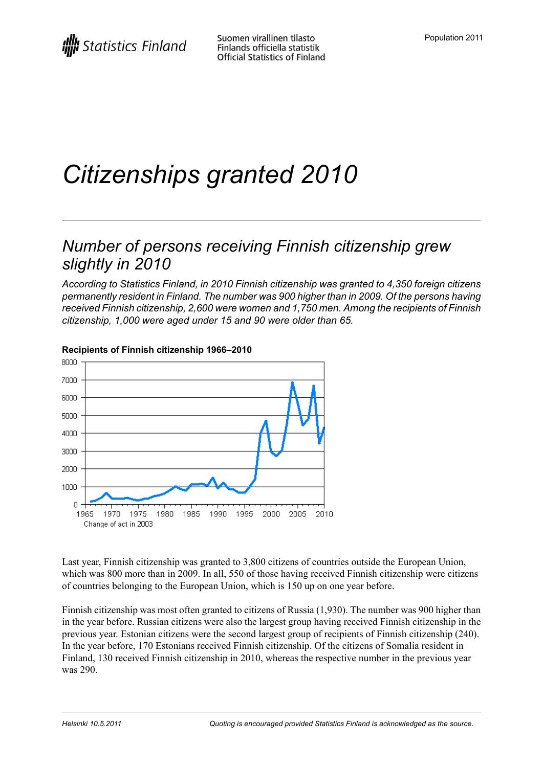# Citizenships granted 2010

## *Number of persons receiving Finnish citizenship grew slightly in 2010*

*According to Statistics Finland, in 2010 Finnish citizenship was granted to 4,350 foreign citizens permanently resident in Finland. The number was 900 higher than in 2009. Of the persons having received Finnish citizenship, 2,600 were women and 1,750 men. Among the recipients of Finnish citizenship, 1,000 were aged under 15 and 90 were older than 65.*

**Recipients of Finnish citizenship 1966–2010**

Change of act in 2003

Last year, Finnish citizenship was granted to 3,800 citizens of countries outside the European Union, which was 800 more than in 2009. In all, 550 of those having received Finnish citizenship were citizens of countries belonging to the European Union, which is 150 up on one year before.

Finnish citizenship was most often granted to citizens of Russia (1,930). The number was 900 higher than in the year before. Russian citizens were also the largest group having received Finnish citizenship in the previous year. Estonian citizens were the second largest group of recipients of Finnish citizenship (240). In the year before, 170 Estonians received Finnish citizenship. Of the citizens of Somalia resident in Finland, 130 received Finnish citizenship in 2010, whereas the respective number in the previous year was 290.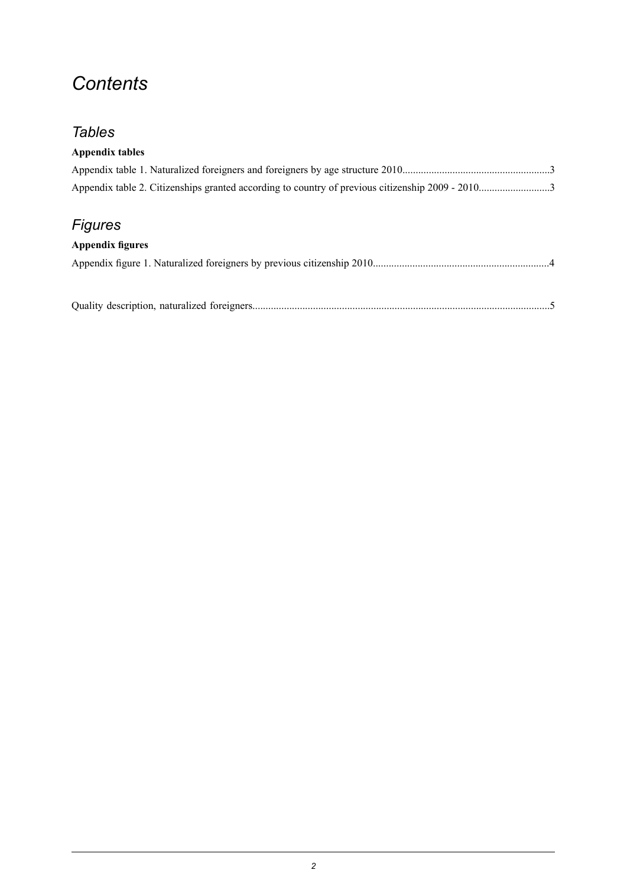# *Contents*

## *Tables*

**Appendix tables**

Appendix table 1. Naturalized foreigners and foreigners by age structure 2010........................................................3

Appendix table 2. Citizenships granted according to country of previous citizenship 2009 - 2010...........................3

## *Figures*

**Appendix figures**

Appendix figure 1. Naturalized foreigners by previous citizenship 2010..................................................................4

Quality description, naturalized foreigners................................................................................................................5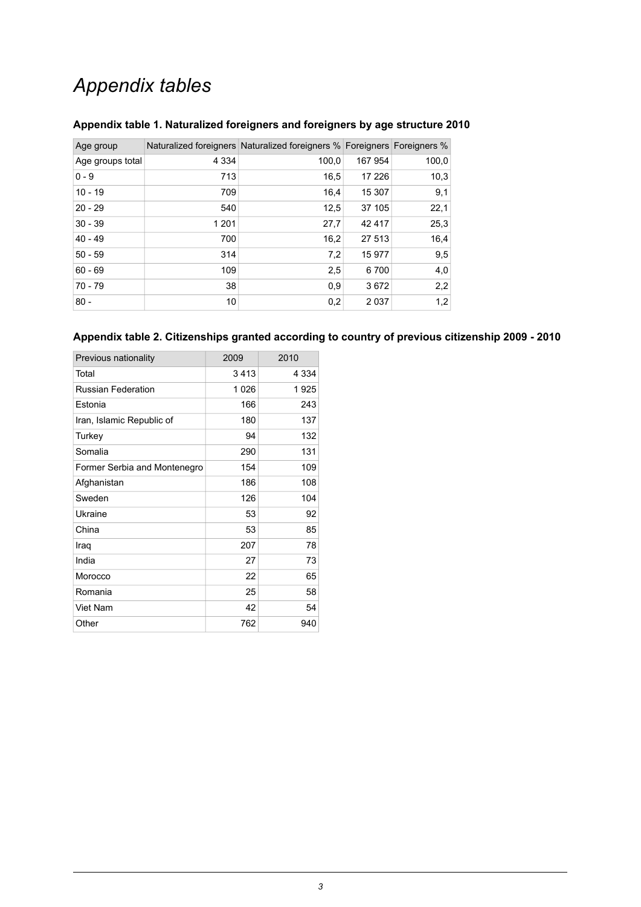# *Appendix tables*

### Appendix table 1. Naturalized foreigners and foreigners by age structure 2010

| Age group | Naturalized foreigners | Naturalized foreigners % | Foreigners | Foreigners % |
|---|---|---|---|---|
| Age groups total | 4 334 | 100,0 | 167 954 | 100,0 |
| 0 - 9 | 713 | 16,5 | 17 226 | 10,3 |
| 10 - 19 | 709 | 16,4 | 15 307 | 9,1 |
| 20 - 29 | 540 | 12,5 | 37 105 | 22,1 |
| 30 - 39 | 1 201 | 27,7 | 42 417 | 25,3 |
| 40 - 49 | 700 | 16,2 | 27 513 | 16,4 |
| 50 - 59 | 314 | 7,2 | 15 977 | 9,5 |
| 60 - 69 | 109 | 2,5 | 6 700 | 4,0 |
| 70 - 79 | 38 | 0,9 | 3 672 | 2,2 |
| 80 - | 10 | 0,2 | 2 037 | 1,2 |

### Appendix table 2. Citizenships granted according to country of previous citizenship 2009 - 2010

| Previous nationality | 2009 | 2010 |
|---|---|---|
| Total | 3 413 | 4 334 |
| Russian Federation | 1 026 | 1 925 |
| Estonia | 166 | 243 |
| Iran, Islamic Republic of | 180 | 137 |
| Turkey | 94 | 132 |
| Somalia | 290 | 131 |
| Former Serbia and Montenegro | 154 | 109 |
| Afghanistan | 186 | 108 |
| Sweden | 126 | 104 |
| Ukraine | 53 | 92 |
| China | 53 | 85 |
| Iraq | 207 | 78 |
| India | 27 | 73 |
| Morocco | 22 | 65 |
| Romania | 25 | 58 |
| Viet Nam | 42 | 54 |
| Other | 762 | 940 |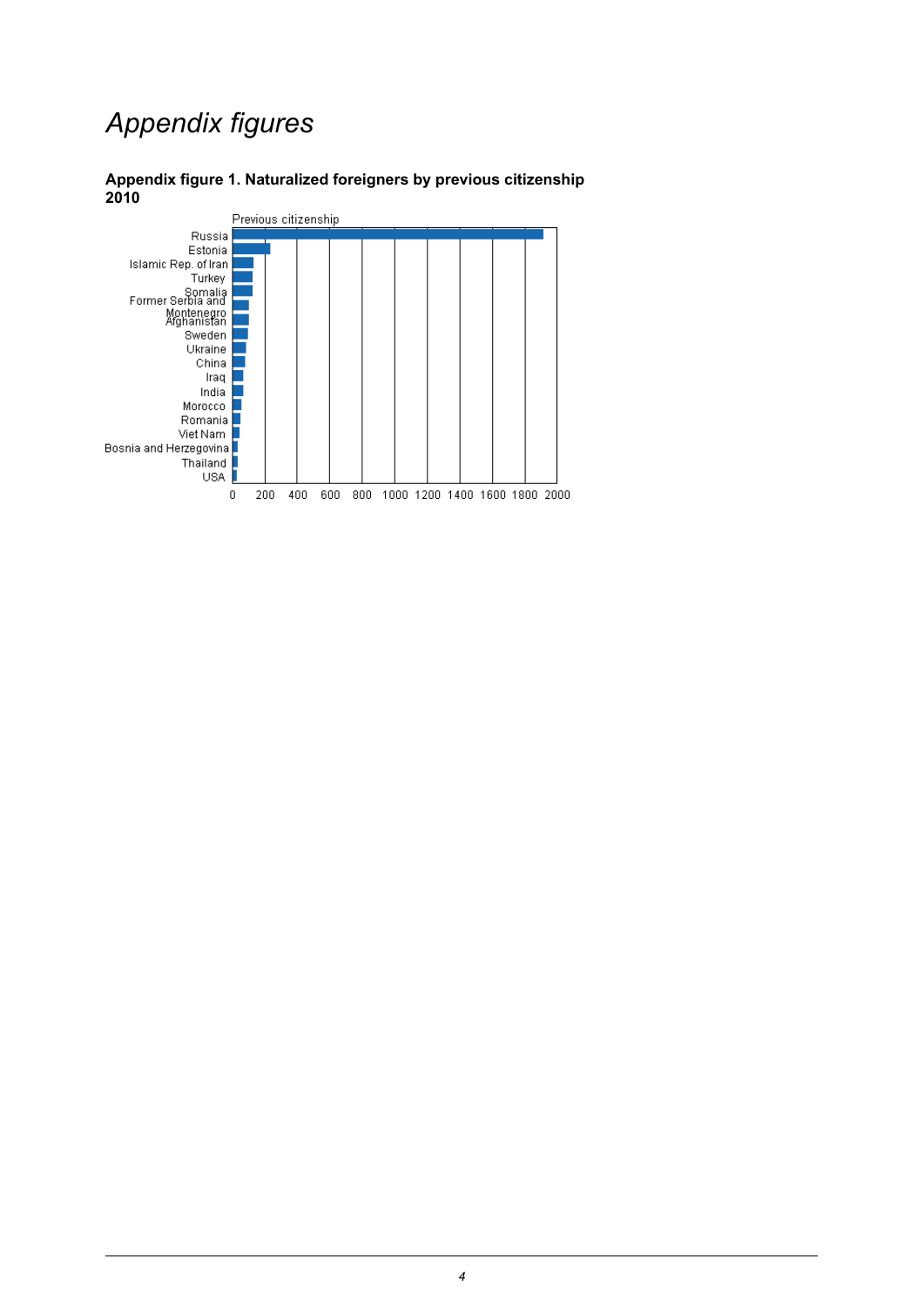# *Appendix figures*

**Appendix figure 1. Naturalized foreigners by previous citizenship 2010**

Previous citizenship

Russia
Estonia
Islamic Rep. of Iran
Turkey
Somalia
Former Serbia and Montenegro
Afghanistan
Sweden
Ukraine
China
Iraq
India
Morocco
Romania
Viet Nam
Bosnia and Herzegovina
Thailand
USA

0 200 400 600 800 1000 1200 1400 1600 1800 2000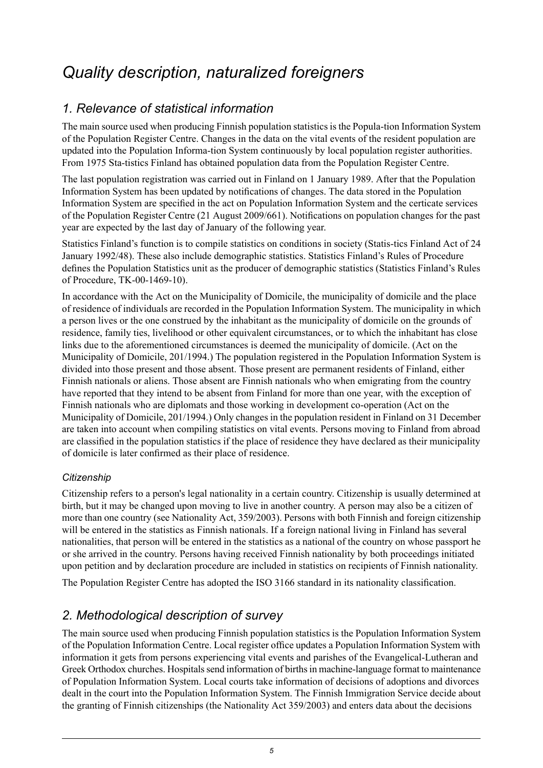# *Quality description, naturalized foreigners*

## *1. Relevance of statistical information*

The main source used when producing Finnish population statistics is the Popula-tion Information System of the Population Register Centre. Changes in the data on the vital events of the resident population are updated into the Population Informa-tion System continuously by local population register authorities. From 1975 Sta-tistics Finland has obtained population data from the Population Register Centre.

The last population registration was carried out in Finland on 1 January 1989. After that the Population Information System has been updated by notifications of changes. The data stored in the Population Information System are specified in the act on Population Information System and the certicate services of the Population Register Centre (21 August 2009/661). Notifications on population changes for the past year are expected by the last day of January of the following year.

Statistics Finland's function is to compile statistics on conditions in society (Statis-tics Finland Act of 24 January 1992/48). These also include demographic statistics. Statistics Finland's Rules of Procedure defines the Population Statistics unit as the producer of demographic statistics (Statistics Finland's Rules of Procedure, TK-00-1469-10).

In accordance with the Act on the Municipality of Domicile, the municipality of domicile and the place of residence of individuals are recorded in the Population Information System. The municipality in which a person lives or the one construed by the inhabitant as the municipality of domicile on the grounds of residence, family ties, livelihood or other equivalent circumstances, or to which the inhabitant has close links due to the aforementioned circumstances is deemed the municipality of domicile. (Act on the Municipality of Domicile, 201/1994.) The population registered in the Population Information System is divided into those present and those absent. Those present are permanent residents of Finland, either Finnish nationals or aliens. Those absent are Finnish nationals who when emigrating from the country have reported that they intend to be absent from Finland for more than one year, with the exception of Finnish nationals who are diplomats and those working in development co-operation (Act on the Municipality of Domicile, 201/1994.) Only changes in the population resident in Finland on 31 December are taken into account when compiling statistics on vital events. Persons moving to Finland from abroad are classified in the population statistics if the place of residence they have declared as their municipality of domicile is later confirmed as their place of residence.

### *Citizenship*

Citizenship refers to a person's legal nationality in a certain country. Citizenship is usually determined at birth, but it may be changed upon moving to live in another country. A person may also be a citizen of more than one country (see Nationality Act, 359/2003). Persons with both Finnish and foreign citizenship will be entered in the statistics as Finnish nationals. If a foreign national living in Finland has several nationalities, that person will be entered in the statistics as a national of the country on whose passport he or she arrived in the country. Persons having received Finnish nationality by both proceedings initiated upon petition and by declaration procedure are included in statistics on recipients of Finnish nationality.

The Population Register Centre has adopted the ISO 3166 standard in its nationality classification.

## *2. Methodological description of survey*

The main source used when producing Finnish population statistics is the Population Information System of the Population Information Centre. Local register office updates a Population Information System with information it gets from persons experiencing vital events and parishes of the Evangelical-Lutheran and Greek Orthodox churches. Hospitals send information of births in machine-language format to maintenance of Population Information System. Local courts take information of decisions of adoptions and divorces dealt in the court into the Population Information System. The Finnish Immigration Service decide about the granting of Finnish citizenships (the Nationality Act 359/2003) and enters data about the decisions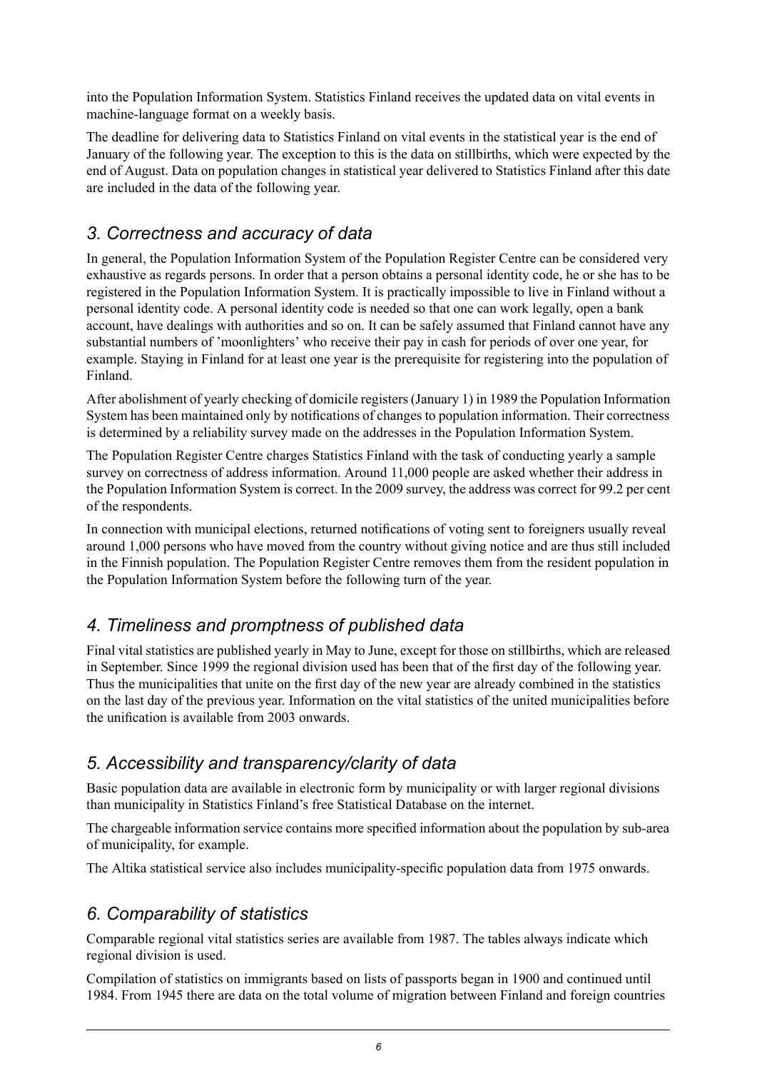into the Population Information System. Statistics Finland receives the updated data on vital events in machine-language format on a weekly basis.

The deadline for delivering data to Statistics Finland on vital events in the statistical year is the end of January of the following year. The exception to this is the data on stillbirths, which were expected by the end of August. Data on population changes in statistical year delivered to Statistics Finland after this date are included in the data of the following year.

## *3. Correctness and accuracy of data*

In general, the Population Information System of the Population Register Centre can be considered very exhaustive as regards persons. In order that a person obtains a personal identity code, he or she has to be registered in the Population Information System. It is practically impossible to live in Finland without a personal identity code. A personal identity code is needed so that one can work legally, open a bank account, have dealings with authorities and so on. It can be safely assumed that Finland cannot have any substantial numbers of 'moonlighters' who receive their pay in cash for periods of over one year, for example. Staying in Finland for at least one year is the prerequisite for registering into the population of Finland.

After abolishment of yearly checking of domicile registers (January 1) in 1989 the Population Information System has been maintained only by notifications of changes to population information. Their correctness is determined by a reliability survey made on the addresses in the Population Information System.

The Population Register Centre charges Statistics Finland with the task of conducting yearly a sample survey on correctness of address information. Around 11,000 people are asked whether their address in the Population Information System is correct. In the 2009 survey, the address was correct for 99.2 per cent of the respondents.

In connection with municipal elections, returned notifications of voting sent to foreigners usually reveal around 1,000 persons who have moved from the country without giving notice and are thus still included in the Finnish population. The Population Register Centre removes them from the resident population in the Population Information System before the following turn of the year.

## *4. Timeliness and promptness of published data*

Final vital statistics are published yearly in May to June, except for those on stillbirths, which are released in September. Since 1999 the regional division used has been that of the first day of the following year. Thus the municipalities that unite on the first day of the new year are already combined in the statistics on the last day of the previous year. Information on the vital statistics of the united municipalities before the unification is available from 2003 onwards.

## *5. Accessibility and transparency/clarity of data*

Basic population data are available in electronic form by municipality or with larger regional divisions than municipality in Statistics Finland's free Statistical Database on the internet.

The chargeable information service contains more specified information about the population by sub-area of municipality, for example.

The Altika statistical service also includes municipality-specific population data from 1975 onwards.

## *6. Comparability of statistics*

Comparable regional vital statistics series are available from 1987. The tables always indicate which regional division is used.

Compilation of statistics on immigrants based on lists of passports began in 1900 and continued until 1984. From 1945 there are data on the total volume of migration between Finland and foreign countries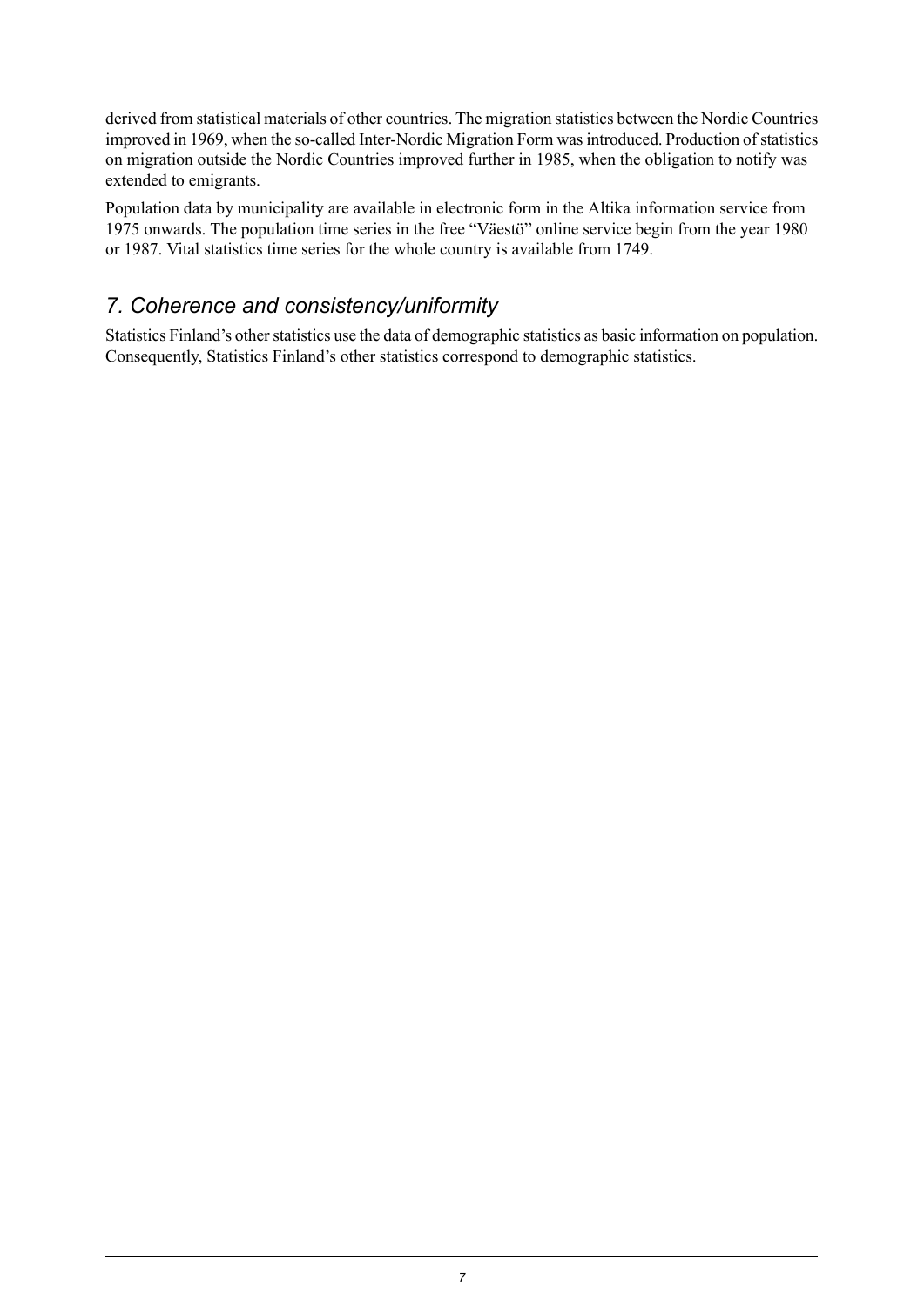derived from statistical materials of other countries. The migration statistics between the Nordic Countries improved in 1969, when the so-called Inter-Nordic Migration Form was introduced. Production of statistics on migration outside the Nordic Countries improved further in 1985, when the obligation to notify was extended to emigrants.

Population data by municipality are available in electronic form in the Altika information service from 1975 onwards. The population time series in the free "Väestö" online service begin from the year 1980 or 1987. Vital statistics time series for the whole country is available from 1749.

## *7. Coherence and consistency/uniformity*

Statistics Finland's other statistics use the data of demographic statistics as basic information on population. Consequently, Statistics Finland's other statistics correspond to demographic statistics.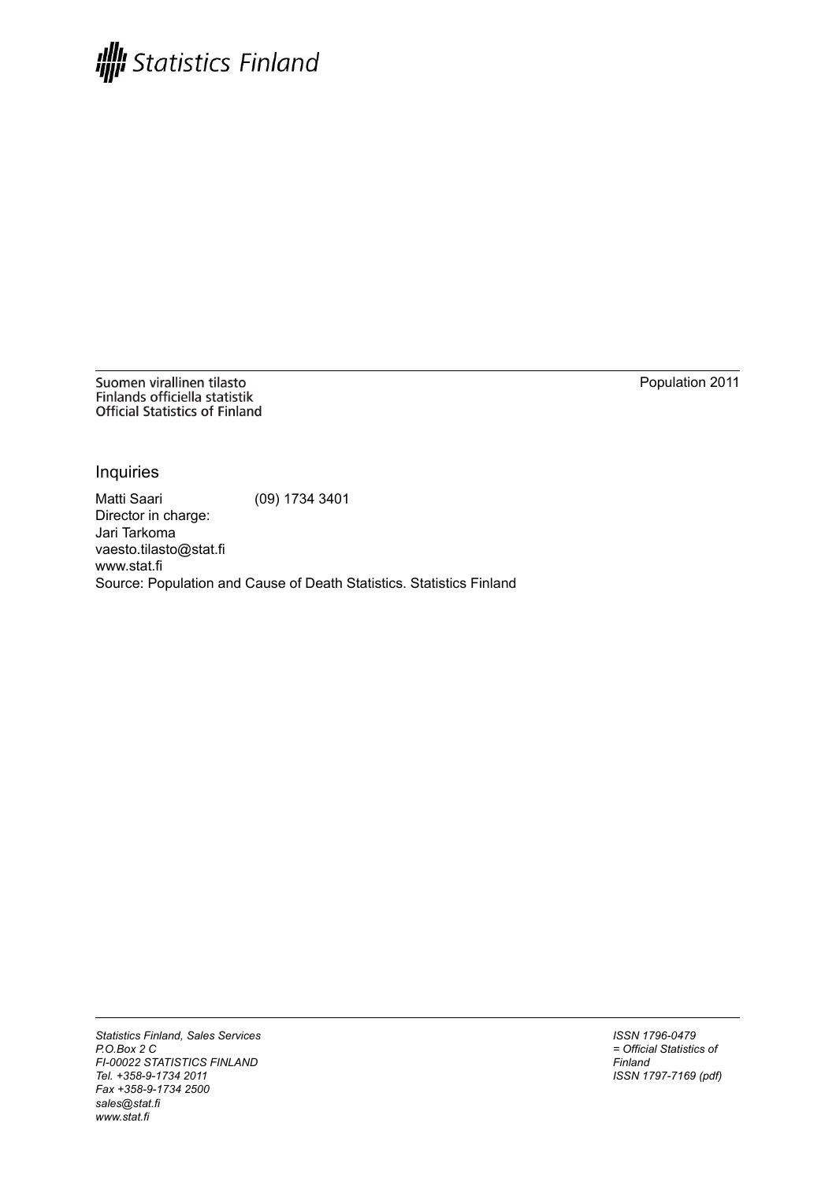Statistics Finland

Suomen virallinen tilasto
Finlands officiella statistik
Official Statistics of Finland

Population 2011

## Inquiries

Matti Saari (09) 1734 3401
Director in charge:
Jari Tarkoma
vaesto.tilasto@stat.fi
www.stat.fi
Source: Population and Cause of Death Statistics. Statistics Finland

*Statistics Finland, Sales Services*
*P.O.Box 2 C*
*FI-00022 STATISTICS FINLAND*
*Tel. +358-9-1734 2011*
*Fax +358-9-1734 2500*
*sales@stat.fi*
*www.stat.fi*

*ISSN 1796-0479*
*= Official Statistics of Finland*
*ISSN 1797-7169 (pdf)*